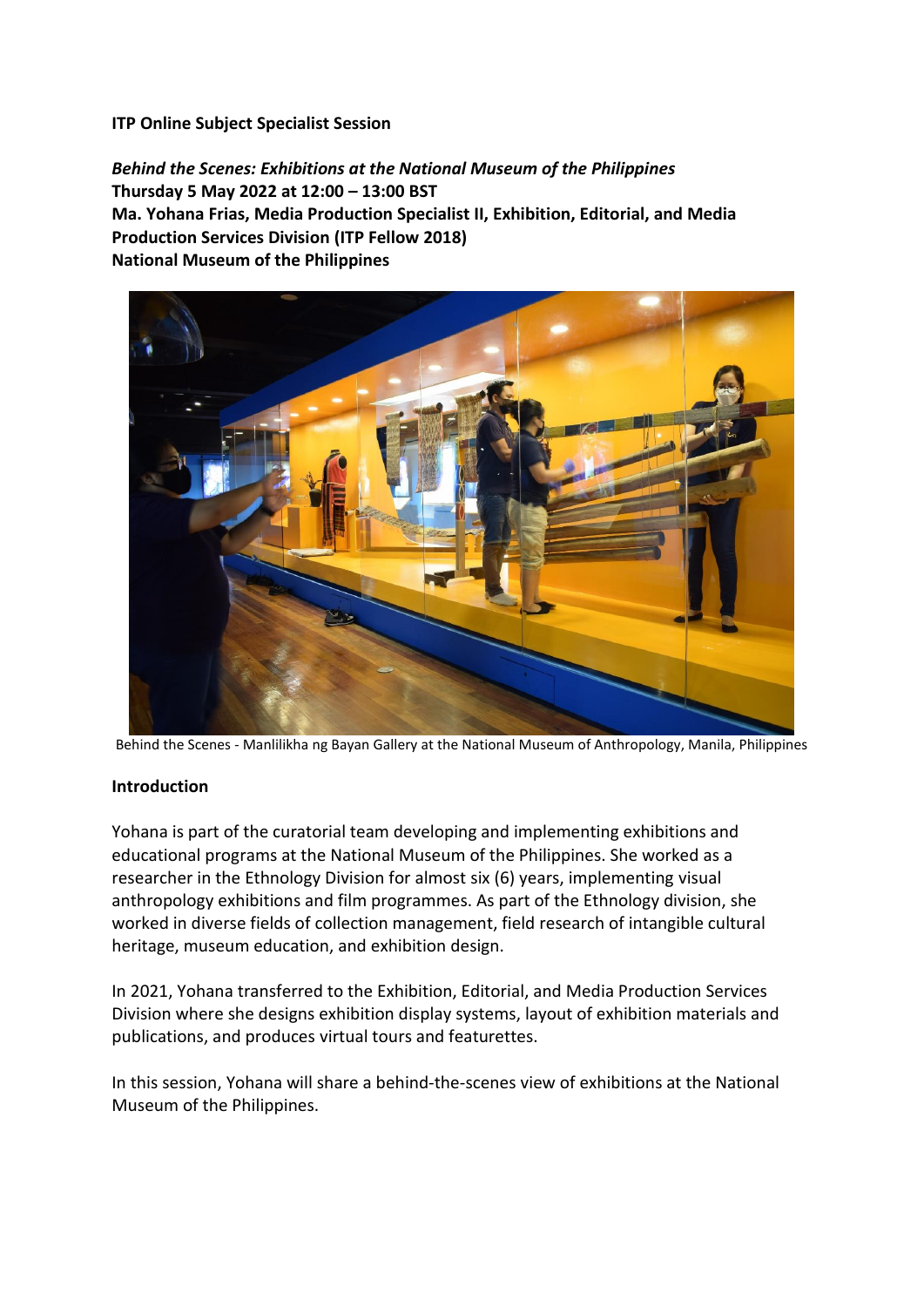**ITP Online Subject Specialist Session**

***Behind the Scenes: Exhibitions at the National Museum of the Philippines***
**Thursday 5 May 2022 at 12:00 – 13:00 BST**
**Ma. Yohana Frias, Media Production Specialist II, Exhibition, Editorial, and Media Production Services Division (ITP Fellow 2018)**
**National Museum of the Philippines**

Behind the Scenes - Manlilikha ng Bayan Gallery at the National Museum of Anthropology, Manila, Philippines

## Introduction

Yohana is part of the curatorial team developing and implementing exhibitions and educational programs at the National Museum of the Philippines. She worked as a researcher in the Ethnology Division for almost six (6) years, implementing visual anthropology exhibitions and film programmes. As part of the Ethnology division, she worked in diverse fields of collection management, field research of intangible cultural heritage, museum education, and exhibition design.

In 2021, Yohana transferred to the Exhibition, Editorial, and Media Production Services Division where she designs exhibition display systems, layout of exhibition materials and publications, and produces virtual tours and featurettes.

In this session, Yohana will share a behind-the-scenes view of exhibitions at the National Museum of the Philippines.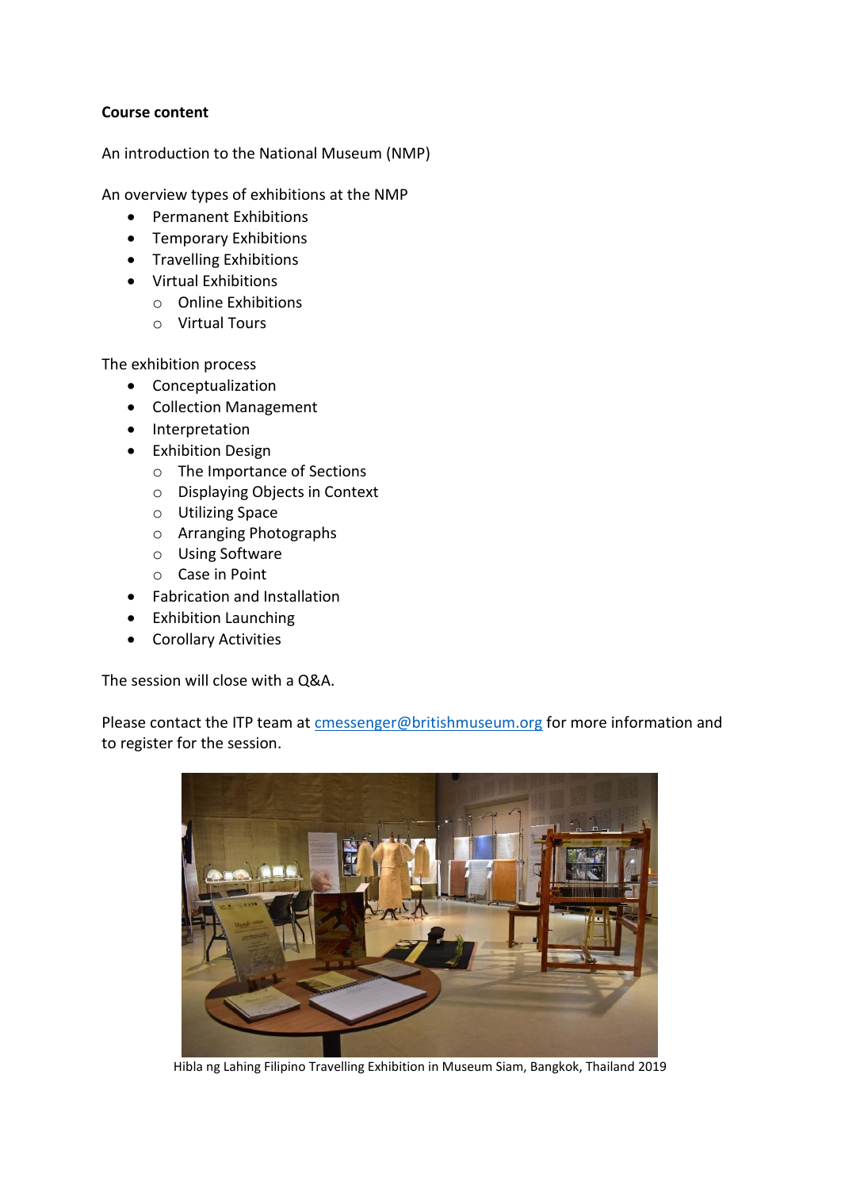**Course content**

An introduction to the National Museum (NMP)

An overview types of exhibitions at the NMP

- Permanent Exhibitions
- Temporary Exhibitions
- Travelling Exhibitions
- Virtual Exhibitions
  - Online Exhibitions
  - Virtual Tours

The exhibition process

- Conceptualization
- Collection Management
- Interpretation
- Exhibition Design
  - The Importance of Sections
  - Displaying Objects in Context
  - Utilizing Space
  - Arranging Photographs
  - Using Software
  - Case in Point
- Fabrication and Installation
- Exhibition Launching
- Corollary Activities

The session will close with a Q&A.

Please contact the ITP team at cmessenger@britishmuseum.org for more information and to register for the session.

Hibla ng Lahing Filipino Travelling Exhibition in Museum Siam, Bangkok, Thailand 2019